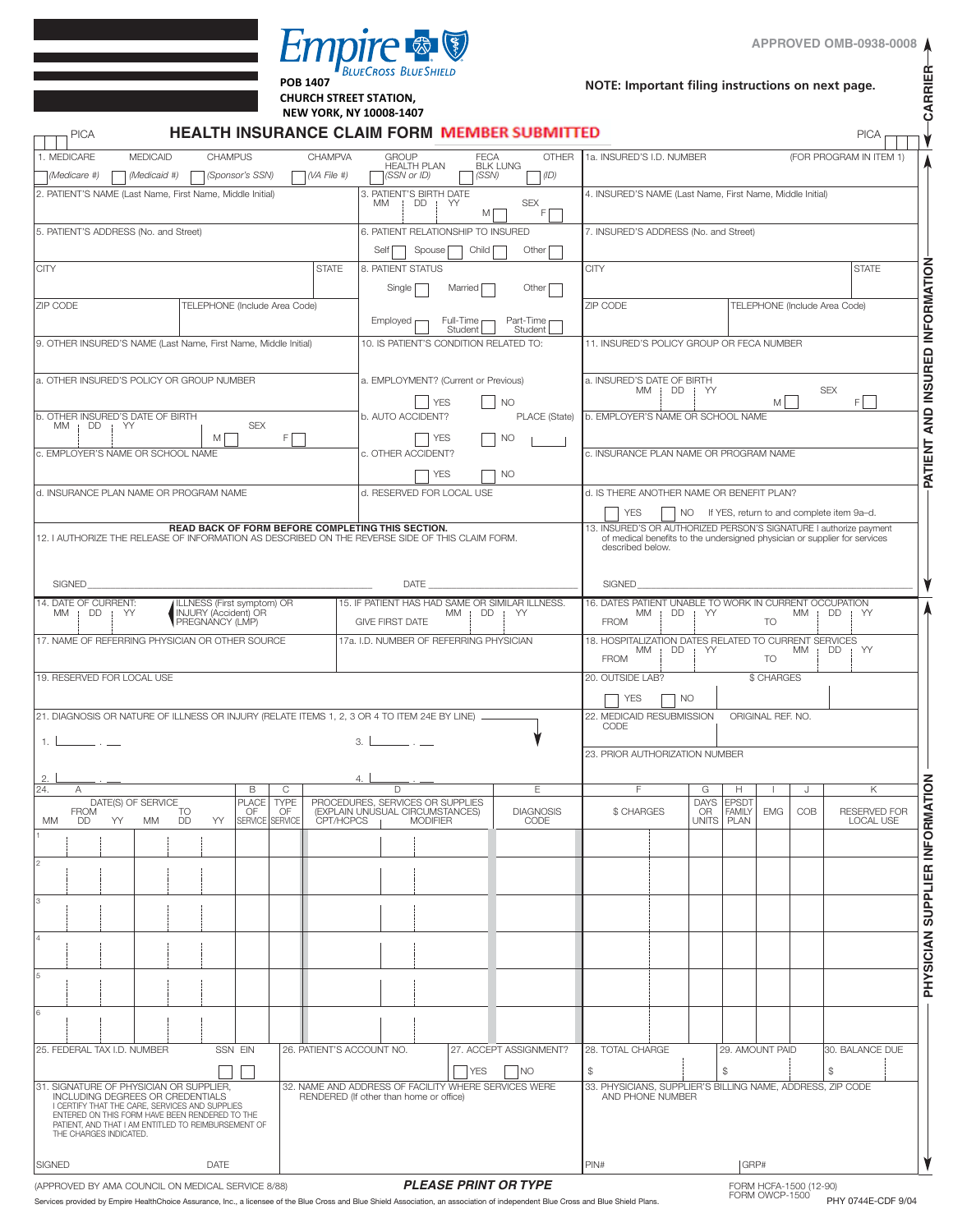Empire BlueCross BlueShield

POB 1407
CHURCH STREET STATION,
NEW YORK, NY 10008-1407

APPROVED OMB-0938-0008

**NOTE: Important filing instructions on next page.**

CARRIER

PICA

# HEALTH INSURANCE CLAIM FORM MEMBER SUBMITTED

PICA

## PATIENT AND INSURED INFORMATION

1. MEDICARE ☐ (Medicare #) MEDICAID ☐ (Medicaid #) CHAMPUS ☐ (Sponsor's SSN) CHAMPVA ☐ (VA File #) GROUP HEALTH PLAN ☐ (SSN or ID) FECA BLK LUNG ☐ (SSN) OTHER ☐ (ID)

1a. INSURED'S I.D. NUMBER (FOR PROGRAM IN ITEM 1)

2. PATIENT'S NAME (Last Name, First Name, Middle Initial)

3. PATIENT'S BIRTH DATE MM | DD | YY SEX M ☐ F ☐

4. INSURED'S NAME (Last Name, First Name, Middle Initial)

5. PATIENT'S ADDRESS (No. and Street)

6. PATIENT RELATIONSHIP TO INSURED Self ☐ Spouse ☐ Child ☐ Other ☐

7. INSURED'S ADDRESS (No. and Street)

CITY STATE

8. PATIENT STATUS Single ☐ Married ☐ Other ☐ Employed ☐ Full-Time Student ☐ Part-Time Student ☐

CITY STATE

ZIP CODE TELEPHONE (Include Area Code)

ZIP CODE TELEPHONE (Include Area Code)

9. OTHER INSURED'S NAME (Last Name, First Name, Middle Initial)

10. IS PATIENT'S CONDITION RELATED TO:

11. INSURED'S POLICY GROUP OR FECA NUMBER

a. OTHER INSURED'S POLICY OR GROUP NUMBER

a. EMPLOYMENT? (Current or Previous) ☐ YES ☐ NO

a. INSURED'S DATE OF BIRTH MM | DD | YY SEX M ☐ F ☐

b. OTHER INSURED'S DATE OF BIRTH MM | DD | YY SEX M ☐ F ☐

b. AUTO ACCIDENT? ☐ YES ☐ NO PLACE (State)

b. EMPLOYER'S NAME OR SCHOOL NAME

c. EMPLOYER'S NAME OR SCHOOL NAME

c. OTHER ACCIDENT? ☐ YES ☐ NO

c. INSURANCE PLAN NAME OR PROGRAM NAME

d. INSURANCE PLAN NAME OR PROGRAM NAME

d. RESERVED FOR LOCAL USE

d. IS THERE ANOTHER NAME OR BENEFIT PLAN? ☐ YES ☐ NO If YES, return to and complete item 9a–d.

**READ BACK OF FORM BEFORE COMPLETING THIS SECTION.**

12. I AUTHORIZE THE RELEASE OF INFORMATION AS DESCRIBED ON THE REVERSE SIDE OF THIS CLAIM FORM.

SIGNED ______ DATE ______

13. INSURED'S OR AUTHORIZED PERSON'S SIGNATURE I authorize payment of medical benefits to the undersigned physician or supplier for services described below.

SIGNED ______

## PHYSICIAN SUPPLIER INFORMATION

14. DATE OF CURRENT: MM | DD | YY ILLNESS (First symptom) OR INJURY (Accident) OR PREGNANCY (LMP)

15. IF PATIENT HAS HAD SAME OR SIMILAR ILLNESS. GIVE FIRST DATE MM | DD | YY

16. DATES PATIENT UNABLE TO WORK IN CURRENT OCCUPATION FROM MM | DD | YY TO MM | DD | YY

17. NAME OF REFERRING PHYSICIAN OR OTHER SOURCE

17a. I.D. NUMBER OF REFERRING PHYSICIAN

18. HOSPITALIZATION DATES RELATED TO CURRENT SERVICES FROM MM | DD | YY TO MM | DD | YY

19. RESERVED FOR LOCAL USE

20. OUTSIDE LAB? ☐ YES ☐ NO $ CHARGES

21. DIAGNOSIS OR NATURE OF ILLNESS OR INJURY (RELATE ITEMS 1, 2, 3 OR 4 TO ITEM 24E BY LINE)

1. ______ . ___ 3. ______ . ___

2. ______ . ___ 4. ______ . ___

22. MEDICAID RESUBMISSION CODE ORIGINAL REF. NO.

23. PRIOR AUTHORIZATION NUMBER

| 24. A DATE(S) OF SERVICE FROM MM DD YY | TO MM DD YY | B PLACE OF SERVICE | C TYPE OF SERVICE | D PROCEDURES, SERVICES OR SUPPLIES (EXPLAIN UNUSUAL CIRCUMSTANCES) CPT/HCPCS \| MODIFIER | E DIAGNOSIS CODE | F $ CHARGES | G DAYS OR UNITS | H EPSDT FAMILY PLAN | I EMG | J COB | K RESERVED FOR LOCAL USE |
|---|---|---|---|---|---|---|---|---|---|---|---|
| 1 | | | | | | | | | | | |
| 2 | | | | | | | | | | | |
| 3 | | | | | | | | | | | |
| 4 | | | | | | | | | | | |
| 5 | | | | | | | | | | | |
| 6 | | | | | | | | | | | |

25. FEDERAL TAX I.D. NUMBER SSN ☐ EIN ☐

26. PATIENT'S ACCOUNT NO.

27. ACCEPT ASSIGNMENT? ☐ YES ☐ NO

28. TOTAL CHARGE $

29. AMOUNT PAID $

30. BALANCE DUE $

31. SIGNATURE OF PHYSICIAN OR SUPPLIER, INCLUDING DEGREES OR CREDENTIALS
I CERTIFY THAT THE CARE, SERVICES AND SUPPLIES ENTERED ON THIS FORM HAVE BEEN RENDERED TO THE PATIENT, AND THAT I AM ENTITLED TO REIMBURSEMENT OF THE CHARGES INDICATED.

SIGNED ______ DATE ______

32. NAME AND ADDRESS OF FACILITY WHERE SERVICES WERE RENDERED (If other than home or office)

33. PHYSICIANS, SUPPLIER'S BILLING NAME, ADDRESS, ZIP CODE AND PHONE NUMBER

PIN# GRP#

(APPROVED BY AMA COUNCIL ON MEDICAL SERVICE 8/88)

***PLEASE PRINT OR TYPE***

FORM HCFA-1500 (12-90)
FORM OWCP-1500

PHY 0744E-CDF 9/04

Services provided by Empire HealthChoice Assurance, Inc., a licensee of the Blue Cross and Blue Shield Association, an association of independent Blue Cross and Blue Shield Plans.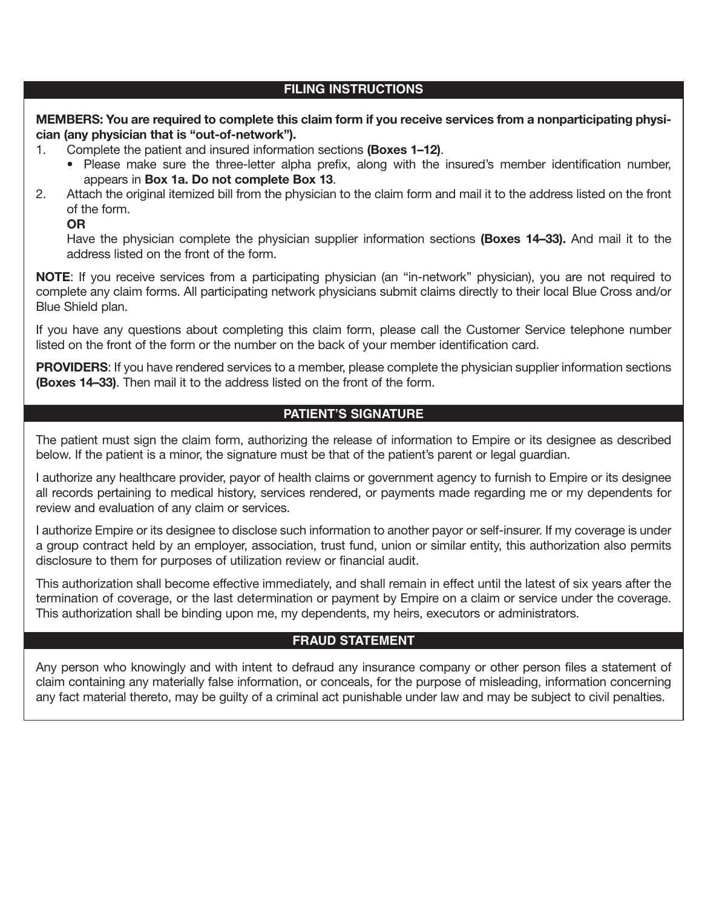## FILING INSTRUCTIONS

**MEMBERS: You are required to complete this claim form if you receive services from a nonparticipating physician (any physician that is "out-of-network").**

1. Complete the patient and insured information sections **(Boxes 1–12)**.
   - Please make sure the three-letter alpha prefix, along with the insured's member identification number, appears in **Box 1a. Do not complete Box 13**.
2. Attach the original itemized bill from the physician to the claim form and mail it to the address listed on the front of the form.

   **OR**

   Have the physician complete the physician supplier information sections **(Boxes 14–33).** And mail it to the address listed on the front of the form.

**NOTE**: If you receive services from a participating physician (an "in-network" physician), you are not required to complete any claim forms. All participating network physicians submit claims directly to their local Blue Cross and/or Blue Shield plan.

If you have any questions about completing this claim form, please call the Customer Service telephone number listed on the front of the form or the number on the back of your member identification card.

**PROVIDERS**: If you have rendered services to a member, please complete the physician supplier information sections **(Boxes 14–33)**. Then mail it to the address listed on the front of the form.

## PATIENT'S SIGNATURE

The patient must sign the claim form, authorizing the release of information to Empire or its designee as described below. If the patient is a minor, the signature must be that of the patient's parent or legal guardian.

I authorize any healthcare provider, payor of health claims or government agency to furnish to Empire or its designee all records pertaining to medical history, services rendered, or payments made regarding me or my dependents for review and evaluation of any claim or services.

I authorize Empire or its designee to disclose such information to another payor or self-insurer. If my coverage is under a group contract held by an employer, association, trust fund, union or similar entity, this authorization also permits disclosure to them for purposes of utilization review or financial audit.

This authorization shall become effective immediately, and shall remain in effect until the latest of six years after the termination of coverage, or the last determination or payment by Empire on a claim or service under the coverage. This authorization shall be binding upon me, my dependents, my heirs, executors or administrators.

## FRAUD STATEMENT

Any person who knowingly and with intent to defraud any insurance company or other person files a statement of claim containing any materially false information, or conceals, for the purpose of misleading, information concerning any fact material thereto, may be guilty of a criminal act punishable under law and may be subject to civil penalties.